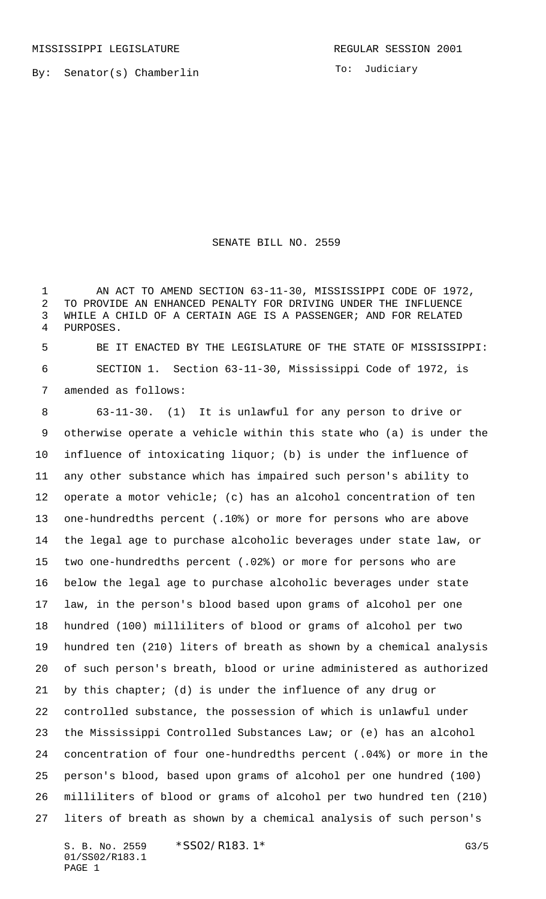MISSISSIPPI LEGISLATURE REGULAR SESSION 2001

By: Senator(s) Chamberlin

To: Judiciary

# SENATE BILL NO. 2559

AN ACT TO AMEND SECTION 63-11-30, MISSISSIPPI CODE OF 1972, TO PROVIDE AN ENHANCED PENALTY FOR DRIVING UNDER THE INFLUENCE WHILE A CHILD OF A CERTAIN AGE IS A PASSENGER; AND FOR RELATED PURPOSES.

BE IT ENACTED BY THE LEGISLATURE OF THE STATE OF MISSISSIPPI:

SECTION 1. Section 63-11-30, Mississippi Code of 1972, is amended as follows:

63-11-30. (1) It is unlawful for any person to drive or otherwise operate a vehicle within this state who (a) is under the influence of intoxicating liquor; (b) is under the influence of any other substance which has impaired such person's ability to operate a motor vehicle; (c) has an alcohol concentration of ten one-hundredths percent (.10%) or more for persons who are above the legal age to purchase alcoholic beverages under state law, or two one-hundredths percent (.02%) or more for persons who are below the legal age to purchase alcoholic beverages under state law, in the person's blood based upon grams of alcohol per one hundred (100) milliliters of blood or grams of alcohol per two hundred ten (210) liters of breath as shown by a chemical analysis of such person's breath, blood or urine administered as authorized by this chapter; (d) is under the influence of any drug or controlled substance, the possession of which is unlawful under the Mississippi Controlled Substances Law; or (e) has an alcohol concentration of four one-hundredths percent (.04%) or more in the person's blood, based upon grams of alcohol per one hundred (100) milliliters of blood or grams of alcohol per two hundred ten (210) liters of breath as shown by a chemical analysis of such person's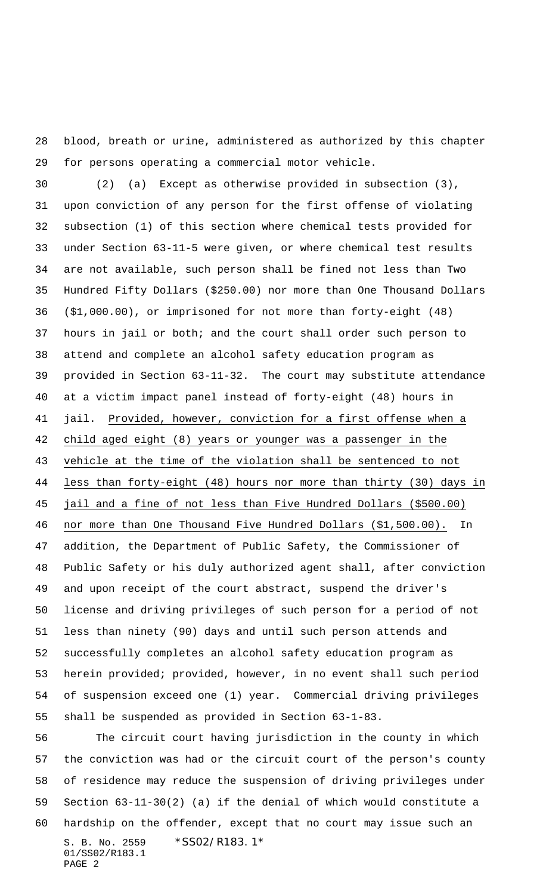blood, breath or urine, administered as authorized by this chapter for persons operating a commercial motor vehicle.

(2) (a) Except as otherwise provided in subsection (3), upon conviction of any person for the first offense of violating subsection (1) of this section where chemical tests provided for under Section 63-11-5 were given, or where chemical test results are not available, such person shall be fined not less than Two Hundred Fifty Dollars ($250.00) nor more than One Thousand Dollars ($1,000.00), or imprisoned for not more than forty-eight (48) hours in jail or both; and the court shall order such person to attend and complete an alcohol safety education program as provided in Section 63-11-32. The court may substitute attendance at a victim impact panel instead of forty-eight (48) hours in jail. <u>Provided, however, conviction for a first offense when a child aged eight (8) years or younger was a passenger in the vehicle at the time of the violation shall be sentenced to not less than forty-eight (48) hours nor more than thirty (30) days in jail and a fine of not less than Five Hundred Dollars ($500.00) nor more than One Thousand Five Hundred Dollars ($1,500.00).</u> In addition, the Department of Public Safety, the Commissioner of Public Safety or his duly authorized agent shall, after conviction and upon receipt of the court abstract, suspend the driver's license and driving privileges of such person for a period of not less than ninety (90) days and until such person attends and successfully completes an alcohol safety education program as herein provided; provided, however, in no event shall such period of suspension exceed one (1) year. Commercial driving privileges shall be suspended as provided in Section 63-1-83.

The circuit court having jurisdiction in the county in which the conviction was had or the circuit court of the person's county of residence may reduce the suspension of driving privileges under Section 63-11-30(2) (a) if the denial of which would constitute a hardship on the offender, except that no court may issue such an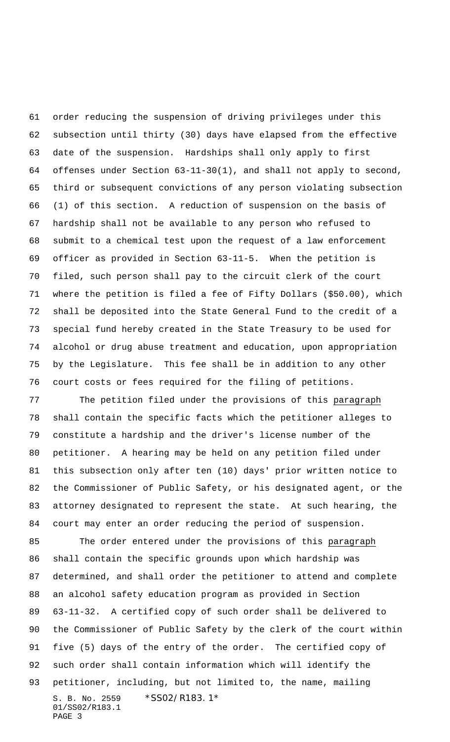order reducing the suspension of driving privileges under this subsection until thirty (30) days have elapsed from the effective date of the suspension. Hardships shall only apply to first offenses under Section 63-11-30(1), and shall not apply to second, third or subsequent convictions of any person violating subsection (1) of this section. A reduction of suspension on the basis of hardship shall not be available to any person who refused to submit to a chemical test upon the request of a law enforcement officer as provided in Section 63-11-5. When the petition is filed, such person shall pay to the circuit clerk of the court where the petition is filed a fee of Fifty Dollars ($50.00), which shall be deposited into the State General Fund to the credit of a special fund hereby created in the State Treasury to be used for alcohol or drug abuse treatment and education, upon appropriation by the Legislature. This fee shall be in addition to any other court costs or fees required for the filing of petitions.

The petition filed under the provisions of this paragraph shall contain the specific facts which the petitioner alleges to constitute a hardship and the driver's license number of the petitioner. A hearing may be held on any petition filed under this subsection only after ten (10) days' prior written notice to the Commissioner of Public Safety, or his designated agent, or the attorney designated to represent the state. At such hearing, the court may enter an order reducing the period of suspension.

The order entered under the provisions of this paragraph shall contain the specific grounds upon which hardship was determined, and shall order the petitioner to attend and complete an alcohol safety education program as provided in Section 63-11-32. A certified copy of such order shall be delivered to the Commissioner of Public Safety by the clerk of the court within five (5) days of the entry of the order. The certified copy of such order shall contain information which will identify the petitioner, including, but not limited to, the name, mailing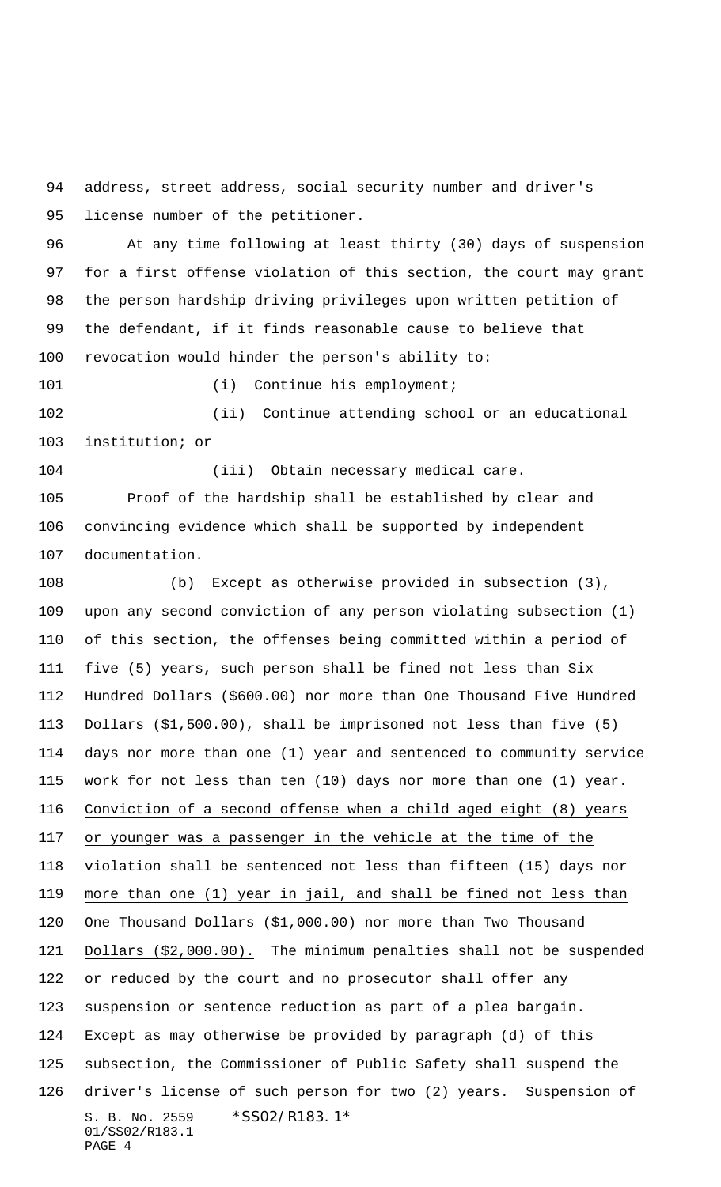address, street address, social security number and driver's license number of the petitioner.

At any time following at least thirty (30) days of suspension for a first offense violation of this section, the court may grant the person hardship driving privileges upon written petition of the defendant, if it finds reasonable cause to believe that revocation would hinder the person's ability to:

(i) Continue his employment;

(ii) Continue attending school or an educational institution; or

(iii) Obtain necessary medical care.

Proof of the hardship shall be established by clear and convincing evidence which shall be supported by independent documentation.

(b) Except as otherwise provided in subsection (3), upon any second conviction of any person violating subsection (1) of this section, the offenses being committed within a period of five (5) years, such person shall be fined not less than Six Hundred Dollars ($600.00) nor more than One Thousand Five Hundred Dollars ($1,500.00), shall be imprisoned not less than five (5) days nor more than one (1) year and sentenced to community service work for not less than ten (10) days nor more than one (1) year. <u>Conviction of a second offense when a child aged eight (8) years or younger was a passenger in the vehicle at the time of the violation shall be sentenced not less than fifteen (15) days nor more than one (1) year in jail, and shall be fined not less than One Thousand Dollars ($1,000.00) nor more than Two Thousand Dollars ($2,000.00).</u> The minimum penalties shall not be suspended or reduced by the court and no prosecutor shall offer any suspension or sentence reduction as part of a plea bargain. Except as may otherwise be provided by paragraph (d) of this subsection, the Commissioner of Public Safety shall suspend the driver's license of such person for two (2) years. Suspension of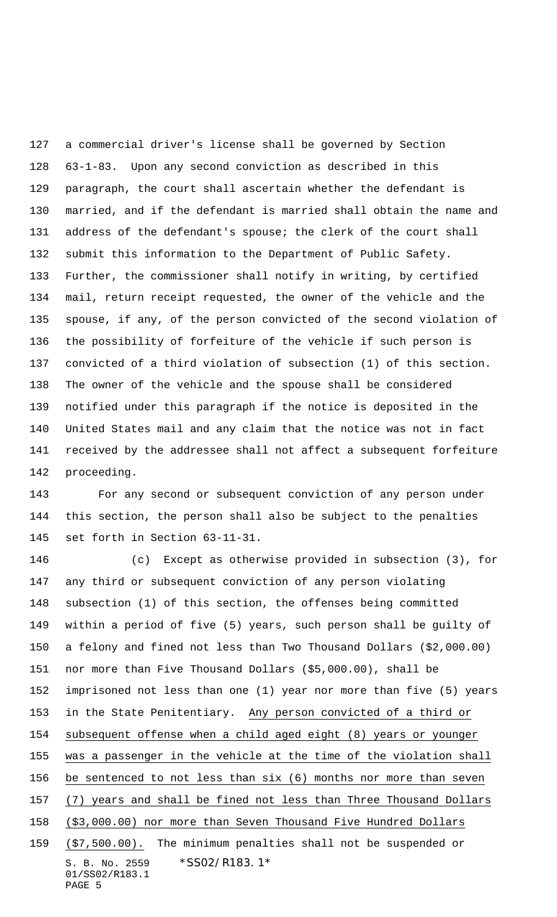a commercial driver's license shall be governed by Section 63-1-83. Upon any second conviction as described in this paragraph, the court shall ascertain whether the defendant is married, and if the defendant is married shall obtain the name and address of the defendant's spouse; the clerk of the court shall submit this information to the Department of Public Safety. Further, the commissioner shall notify in writing, by certified mail, return receipt requested, the owner of the vehicle and the spouse, if any, of the person convicted of the second violation of the possibility of forfeiture of the vehicle if such person is convicted of a third violation of subsection (1) of this section. The owner of the vehicle and the spouse shall be considered notified under this paragraph if the notice is deposited in the United States mail and any claim that the notice was not in fact received by the addressee shall not affect a subsequent forfeiture proceeding.

For any second or subsequent conviction of any person under this section, the person shall also be subject to the penalties set forth in Section 63-11-31.

(c) Except as otherwise provided in subsection (3), for any third or subsequent conviction of any person violating subsection (1) of this section, the offenses being committed within a period of five (5) years, such person shall be guilty of a felony and fined not less than Two Thousand Dollars ($2,000.00) nor more than Five Thousand Dollars ($5,000.00), shall be imprisoned not less than one (1) year nor more than five (5) years in the State Penitentiary. Any person convicted of a third or subsequent offense when a child aged eight (8) years or younger was a passenger in the vehicle at the time of the violation shall be sentenced to not less than six (6) months nor more than seven (7) years and shall be fined not less than Three Thousand Dollars ($3,000.00) nor more than Seven Thousand Five Hundred Dollars ($7,500.00). The minimum penalties shall not be suspended or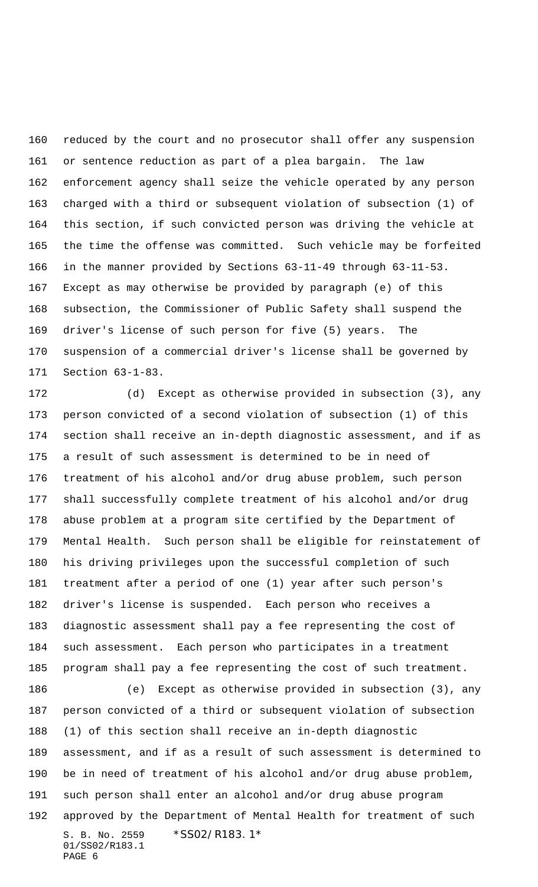reduced by the court and no prosecutor shall offer any suspension or sentence reduction as part of a plea bargain. The law enforcement agency shall seize the vehicle operated by any person charged with a third or subsequent violation of subsection (1) of this section, if such convicted person was driving the vehicle at the time the offense was committed. Such vehicle may be forfeited in the manner provided by Sections 63-11-49 through 63-11-53. Except as may otherwise be provided by paragraph (e) of this subsection, the Commissioner of Public Safety shall suspend the driver's license of such person for five (5) years. The suspension of a commercial driver's license shall be governed by Section 63-1-83.

(d) Except as otherwise provided in subsection (3), any person convicted of a second violation of subsection (1) of this section shall receive an in-depth diagnostic assessment, and if as a result of such assessment is determined to be in need of treatment of his alcohol and/or drug abuse problem, such person shall successfully complete treatment of his alcohol and/or drug abuse problem at a program site certified by the Department of Mental Health. Such person shall be eligible for reinstatement of his driving privileges upon the successful completion of such treatment after a period of one (1) year after such person's driver's license is suspended. Each person who receives a diagnostic assessment shall pay a fee representing the cost of such assessment. Each person who participates in a treatment program shall pay a fee representing the cost of such treatment.

(e) Except as otherwise provided in subsection (3), any person convicted of a third or subsequent violation of subsection (1) of this section shall receive an in-depth diagnostic assessment, and if as a result of such assessment is determined to be in need of treatment of his alcohol and/or drug abuse problem, such person shall enter an alcohol and/or drug abuse program approved by the Department of Mental Health for treatment of such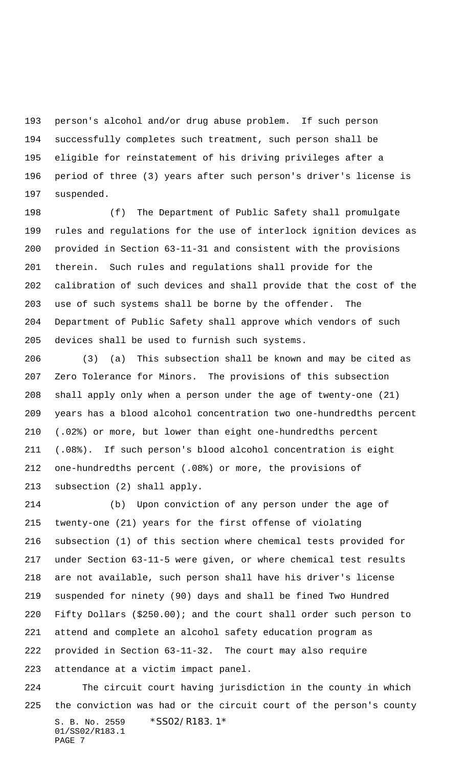person's alcohol and/or drug abuse problem. If such person successfully completes such treatment, such person shall be eligible for reinstatement of his driving privileges after a period of three (3) years after such person's driver's license is suspended.

(f) The Department of Public Safety shall promulgate rules and regulations for the use of interlock ignition devices as provided in Section 63-11-31 and consistent with the provisions therein. Such rules and regulations shall provide for the calibration of such devices and shall provide that the cost of the use of such systems shall be borne by the offender. The Department of Public Safety shall approve which vendors of such devices shall be used to furnish such systems.

(3) (a) This subsection shall be known and may be cited as Zero Tolerance for Minors. The provisions of this subsection shall apply only when a person under the age of twenty-one (21) years has a blood alcohol concentration two one-hundredths percent (.02%) or more, but lower than eight one-hundredths percent (.08%). If such person's blood alcohol concentration is eight one-hundredths percent (.08%) or more, the provisions of subsection (2) shall apply.

(b) Upon conviction of any person under the age of twenty-one (21) years for the first offense of violating subsection (1) of this section where chemical tests provided for under Section 63-11-5 were given, or where chemical test results are not available, such person shall have his driver's license suspended for ninety (90) days and shall be fined Two Hundred Fifty Dollars ($250.00); and the court shall order such person to attend and complete an alcohol safety education program as provided in Section 63-11-32. The court may also require attendance at a victim impact panel.

The circuit court having jurisdiction in the county in which the conviction was had or the circuit court of the person's county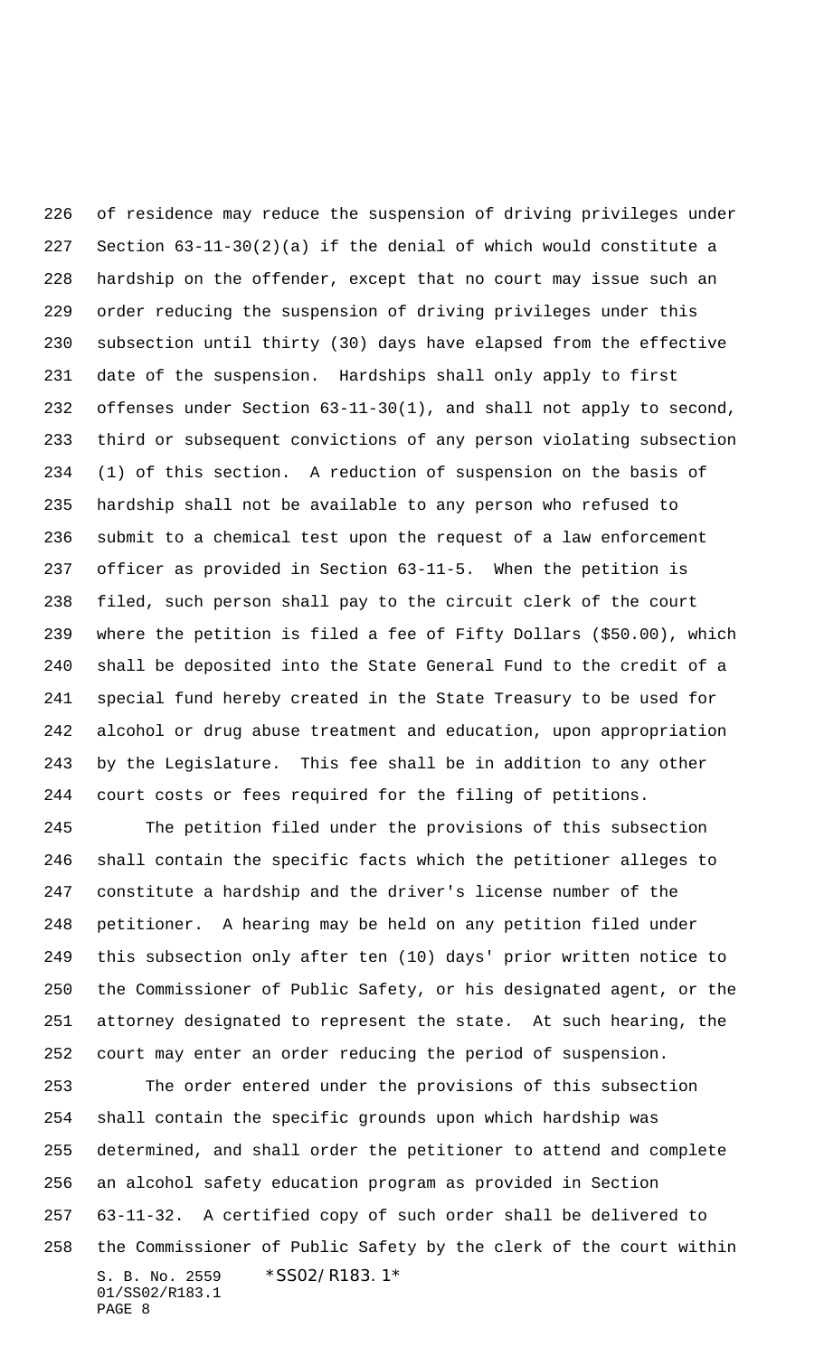of residence may reduce the suspension of driving privileges under Section 63-11-30(2)(a) if the denial of which would constitute a hardship on the offender, except that no court may issue such an order reducing the suspension of driving privileges under this subsection until thirty (30) days have elapsed from the effective date of the suspension. Hardships shall only apply to first offenses under Section 63-11-30(1), and shall not apply to second, third or subsequent convictions of any person violating subsection (1) of this section. A reduction of suspension on the basis of hardship shall not be available to any person who refused to submit to a chemical test upon the request of a law enforcement officer as provided in Section 63-11-5. When the petition is filed, such person shall pay to the circuit clerk of the court where the petition is filed a fee of Fifty Dollars ($50.00), which shall be deposited into the State General Fund to the credit of a special fund hereby created in the State Treasury to be used for alcohol or drug abuse treatment and education, upon appropriation by the Legislature. This fee shall be in addition to any other court costs or fees required for the filing of petitions.

The petition filed under the provisions of this subsection shall contain the specific facts which the petitioner alleges to constitute a hardship and the driver's license number of the petitioner. A hearing may be held on any petition filed under this subsection only after ten (10) days' prior written notice to the Commissioner of Public Safety, or his designated agent, or the attorney designated to represent the state. At such hearing, the court may enter an order reducing the period of suspension.

The order entered under the provisions of this subsection shall contain the specific grounds upon which hardship was determined, and shall order the petitioner to attend and complete an alcohol safety education program as provided in Section 63-11-32. A certified copy of such order shall be delivered to the Commissioner of Public Safety by the clerk of the court within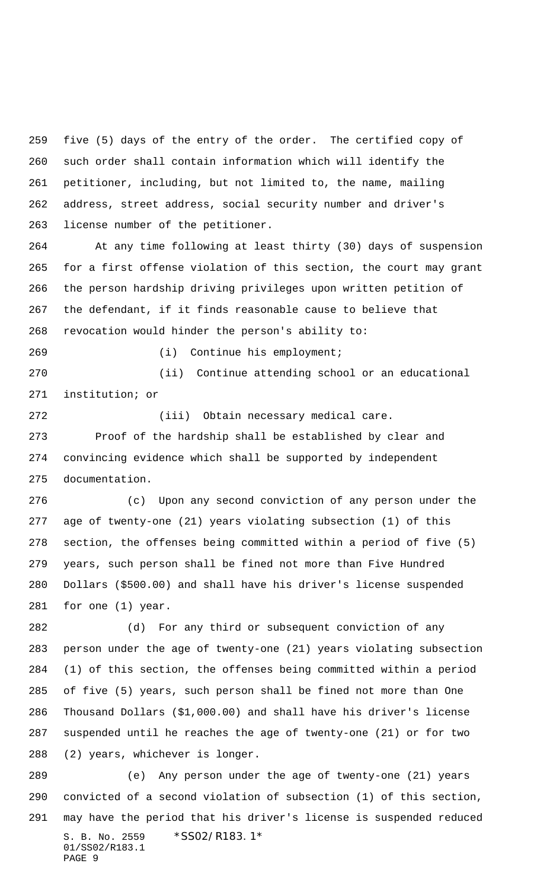five (5) days of the entry of the order. The certified copy of such order shall contain information which will identify the petitioner, including, but not limited to, the name, mailing address, street address, social security number and driver's license number of the petitioner.

At any time following at least thirty (30) days of suspension for a first offense violation of this section, the court may grant the person hardship driving privileges upon written petition of the defendant, if it finds reasonable cause to believe that revocation would hinder the person's ability to:

(i) Continue his employment;

(ii) Continue attending school or an educational institution; or

(iii) Obtain necessary medical care.

Proof of the hardship shall be established by clear and convincing evidence which shall be supported by independent documentation.

(c) Upon any second conviction of any person under the age of twenty-one (21) years violating subsection (1) of this section, the offenses being committed within a period of five (5) years, such person shall be fined not more than Five Hundred Dollars ($500.00) and shall have his driver's license suspended for one (1) year.

(d) For any third or subsequent conviction of any person under the age of twenty-one (21) years violating subsection (1) of this section, the offenses being committed within a period of five (5) years, such person shall be fined not more than One Thousand Dollars ($1,000.00) and shall have his driver's license suspended until he reaches the age of twenty-one (21) or for two (2) years, whichever is longer.

(e) Any person under the age of twenty-one (21) years convicted of a second violation of subsection (1) of this section, may have the period that his driver's license is suspended reduced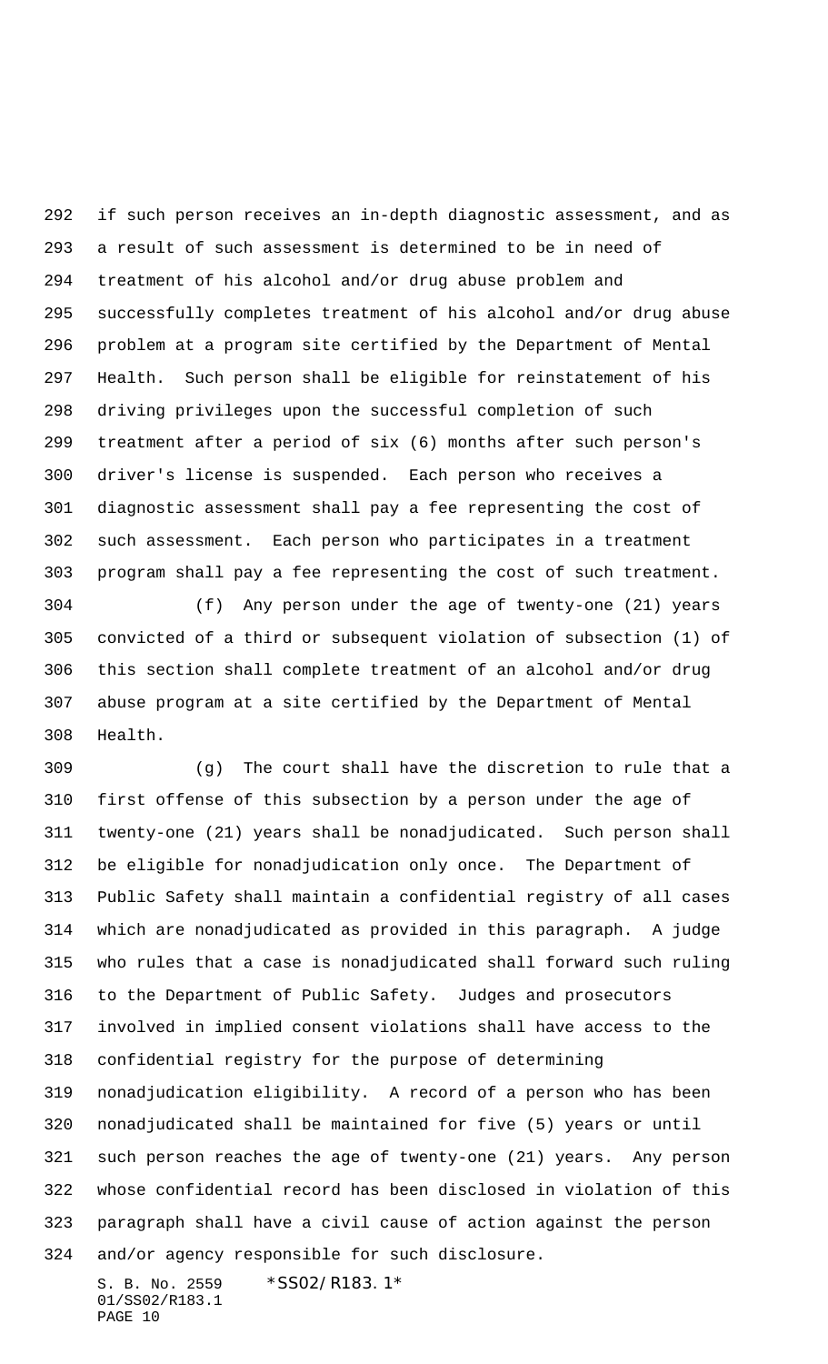if such person receives an in-depth diagnostic assessment, and as a result of such assessment is determined to be in need of treatment of his alcohol and/or drug abuse problem and successfully completes treatment of his alcohol and/or drug abuse problem at a program site certified by the Department of Mental Health. Such person shall be eligible for reinstatement of his driving privileges upon the successful completion of such treatment after a period of six (6) months after such person's driver's license is suspended. Each person who receives a diagnostic assessment shall pay a fee representing the cost of such assessment. Each person who participates in a treatment program shall pay a fee representing the cost of such treatment.

(f) Any person under the age of twenty-one (21) years convicted of a third or subsequent violation of subsection (1) of this section shall complete treatment of an alcohol and/or drug abuse program at a site certified by the Department of Mental Health.

(g) The court shall have the discretion to rule that a first offense of this subsection by a person under the age of twenty-one (21) years shall be nonadjudicated. Such person shall be eligible for nonadjudication only once. The Department of Public Safety shall maintain a confidential registry of all cases which are nonadjudicated as provided in this paragraph. A judge who rules that a case is nonadjudicated shall forward such ruling to the Department of Public Safety. Judges and prosecutors involved in implied consent violations shall have access to the confidential registry for the purpose of determining nonadjudication eligibility. A record of a person who has been nonadjudicated shall be maintained for five (5) years or until such person reaches the age of twenty-one (21) years. Any person whose confidential record has been disclosed in violation of this paragraph shall have a civil cause of action against the person and/or agency responsible for such disclosure.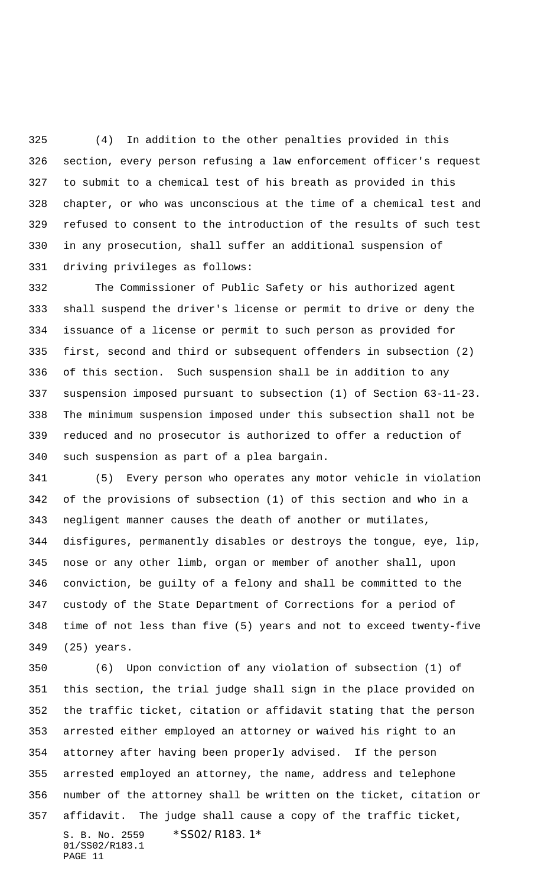(4) In addition to the other penalties provided in this section, every person refusing a law enforcement officer's request to submit to a chemical test of his breath as provided in this chapter, or who was unconscious at the time of a chemical test and refused to consent to the introduction of the results of such test in any prosecution, shall suffer an additional suspension of driving privileges as follows:

The Commissioner of Public Safety or his authorized agent shall suspend the driver's license or permit to drive or deny the issuance of a license or permit to such person as provided for first, second and third or subsequent offenders in subsection (2) of this section. Such suspension shall be in addition to any suspension imposed pursuant to subsection (1) of Section 63-11-23. The minimum suspension imposed under this subsection shall not be reduced and no prosecutor is authorized to offer a reduction of such suspension as part of a plea bargain.

(5) Every person who operates any motor vehicle in violation of the provisions of subsection (1) of this section and who in a negligent manner causes the death of another or mutilates, disfigures, permanently disables or destroys the tongue, eye, lip, nose or any other limb, organ or member of another shall, upon conviction, be guilty of a felony and shall be committed to the custody of the State Department of Corrections for a period of time of not less than five (5) years and not to exceed twenty-five (25) years.

(6) Upon conviction of any violation of subsection (1) of this section, the trial judge shall sign in the place provided on the traffic ticket, citation or affidavit stating that the person arrested either employed an attorney or waived his right to an attorney after having been properly advised. If the person arrested employed an attorney, the name, address and telephone number of the attorney shall be written on the ticket, citation or affidavit. The judge shall cause a copy of the traffic ticket,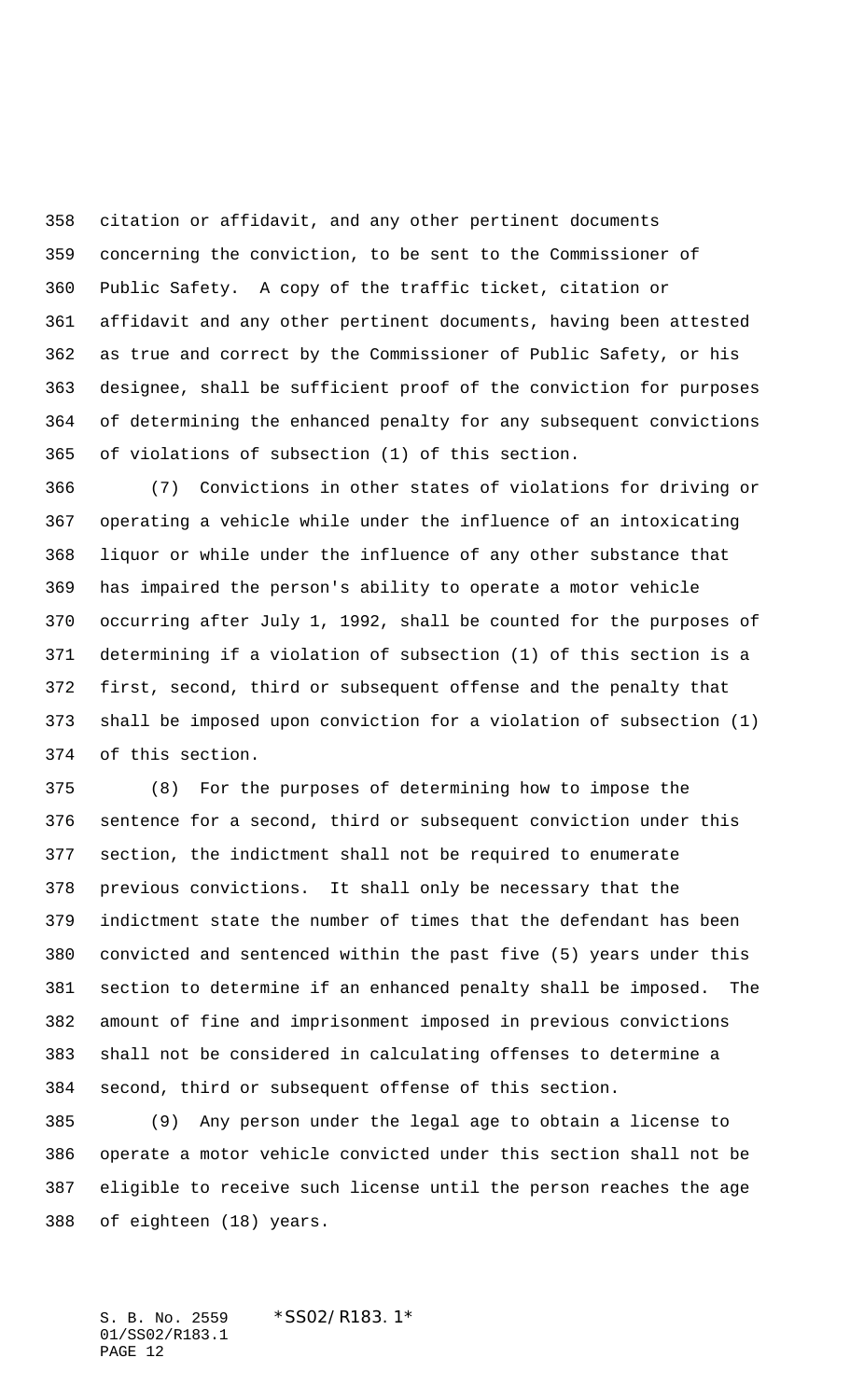citation or affidavit, and any other pertinent documents concerning the conviction, to be sent to the Commissioner of Public Safety. A copy of the traffic ticket, citation or affidavit and any other pertinent documents, having been attested as true and correct by the Commissioner of Public Safety, or his designee, shall be sufficient proof of the conviction for purposes of determining the enhanced penalty for any subsequent convictions of violations of subsection (1) of this section.

(7) Convictions in other states of violations for driving or operating a vehicle while under the influence of an intoxicating liquor or while under the influence of any other substance that has impaired the person's ability to operate a motor vehicle occurring after July 1, 1992, shall be counted for the purposes of determining if a violation of subsection (1) of this section is a first, second, third or subsequent offense and the penalty that shall be imposed upon conviction for a violation of subsection (1) of this section.

(8) For the purposes of determining how to impose the sentence for a second, third or subsequent conviction under this section, the indictment shall not be required to enumerate previous convictions. It shall only be necessary that the indictment state the number of times that the defendant has been convicted and sentenced within the past five (5) years under this section to determine if an enhanced penalty shall be imposed. The amount of fine and imprisonment imposed in previous convictions shall not be considered in calculating offenses to determine a second, third or subsequent offense of this section.

(9) Any person under the legal age to obtain a license to operate a motor vehicle convicted under this section shall not be eligible to receive such license until the person reaches the age of eighteen (18) years.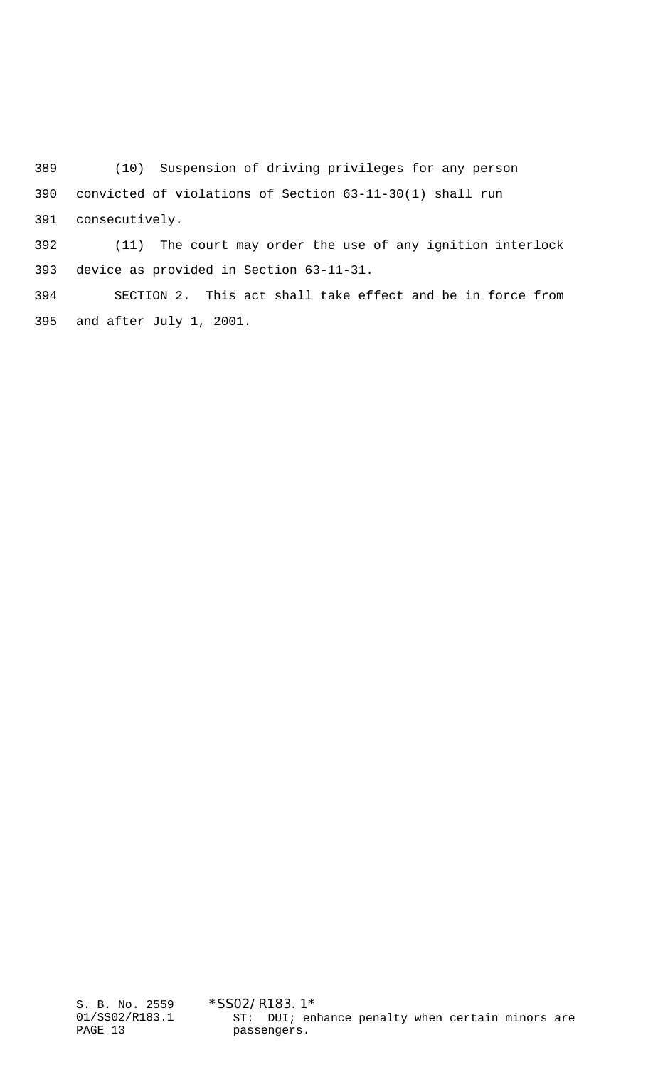(10) Suspension of driving privileges for any person convicted of violations of Section 63-11-30(1) shall run consecutively.

(11) The court may order the use of any ignition interlock device as provided in Section 63-11-31.

SECTION 2. This act shall take effect and be in force from and after July 1, 2001.